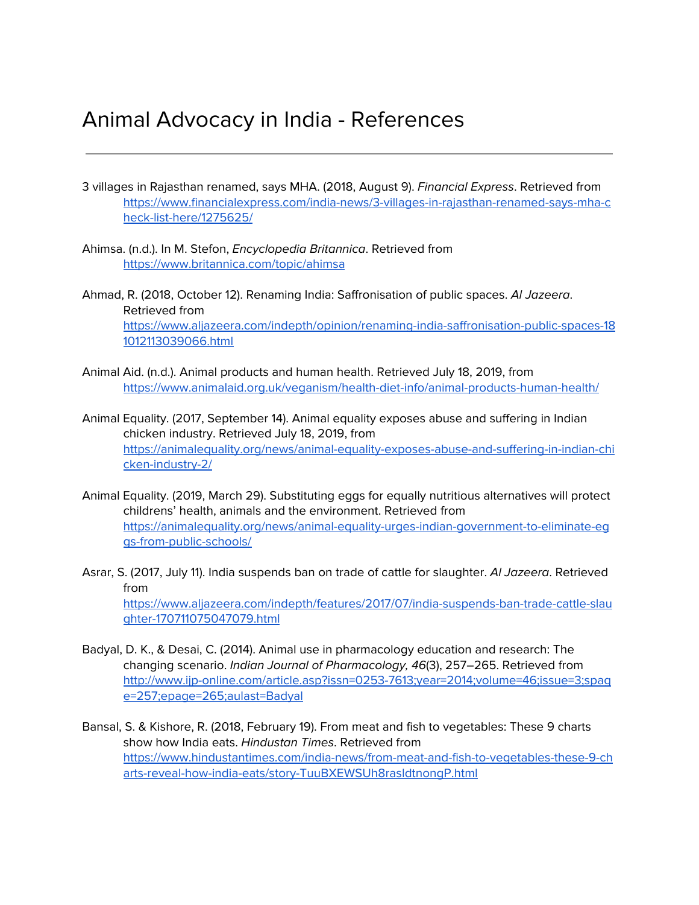# Animal Advocacy in India - References

---

3 villages in Rajasthan renamed, says MHA. (2018, August 9). *Financial Express*. Retrieved from https://www.financialexpress.com/india-news/3-villages-in-rajasthan-renamed-says-mha-check-list-here/1275625/

Ahimsa. (n.d.). In M. Stefon, *Encyclopedia Britannica*. Retrieved from https://www.britannica.com/topic/ahimsa

Ahmad, R. (2018, October 12). Renaming India: Saffronisation of public spaces. *Al Jazeera*. Retrieved from https://www.aljazeera.com/indepth/opinion/renaming-india-saffronisation-public-spaces-181012113039066.html

Animal Aid. (n.d.). Animal products and human health. Retrieved July 18, 2019, from https://www.animalaid.org.uk/veganism/health-diet-info/animal-products-human-health/

Animal Equality. (2017, September 14). Animal equality exposes abuse and suffering in Indian chicken industry. Retrieved July 18, 2019, from https://animalequality.org/news/animal-equality-exposes-abuse-and-suffering-in-indian-chicken-industry-2/

Animal Equality. (2019, March 29). Substituting eggs for equally nutritious alternatives will protect childrens' health, animals and the environment. Retrieved from https://animalequality.org/news/animal-equality-urges-indian-government-to-eliminate-eggs-from-public-schools/

Asrar, S. (2017, July 11). India suspends ban on trade of cattle for slaughter. *Al Jazeera*. Retrieved from https://www.aljazeera.com/indepth/features/2017/07/india-suspends-ban-trade-cattle-slaughter-170711075047079.html

Badyal, D. K., & Desai, C. (2014). Animal use in pharmacology education and research: The changing scenario. *Indian Journal of Pharmacology, 46*(3), 257–265. Retrieved from http://www.ijp-online.com/article.asp?issn=0253-7613;year=2014;volume=46;issue=3;spage=257;epage=265;aulast=Badyal

Bansal, S. & Kishore, R. (2018, February 19). From meat and fish to vegetables: These 9 charts show how India eats. *Hindustan Times*. Retrieved from https://www.hindustantimes.com/india-news/from-meat-and-fish-to-vegetables-these-9-charts-reveal-how-india-eats/story-TuuBXEWSUh8rasldtnongP.html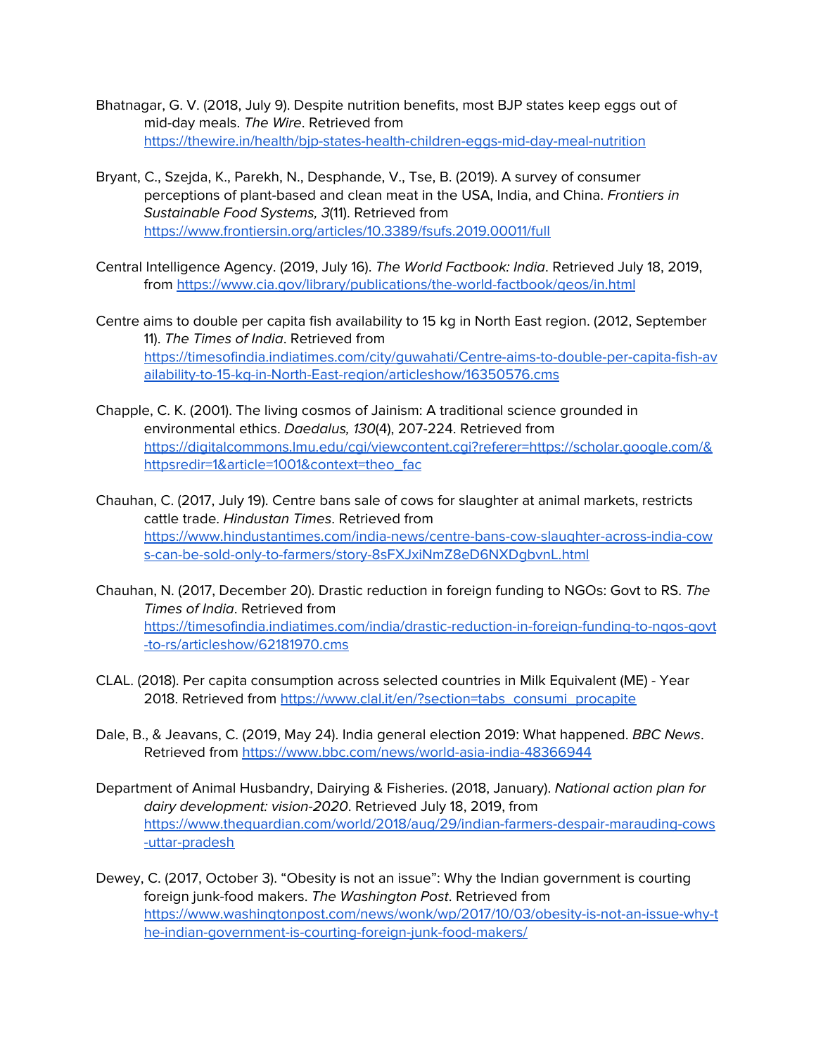Bhatnagar, G. V. (2018, July 9). Despite nutrition benefits, most BJP states keep eggs out of mid-day meals. *The Wire*. Retrieved from https://thewire.in/health/bjp-states-health-children-eggs-mid-day-meal-nutrition

Bryant, C., Szejda, K., Parekh, N., Desphande, V., Tse, B. (2019). A survey of consumer perceptions of plant-based and clean meat in the USA, India, and China. *Frontiers in Sustainable Food Systems, 3*(11). Retrieved from https://www.frontiersin.org/articles/10.3389/fsufs.2019.00011/full

Central Intelligence Agency. (2019, July 16). *The World Factbook: India*. Retrieved July 18, 2019, from https://www.cia.gov/library/publications/the-world-factbook/geos/in.html

Centre aims to double per capita fish availability to 15 kg in North East region. (2012, September 11). *The Times of India*. Retrieved from https://timesofindia.indiatimes.com/city/guwahati/Centre-aims-to-double-per-capita-fish-availability-to-15-kg-in-North-East-region/articleshow/16350576.cms

Chapple, C. K. (2001). The living cosmos of Jainism: A traditional science grounded in environmental ethics. *Daedalus, 130*(4), 207-224. Retrieved from https://digitalcommons.lmu.edu/cgi/viewcontent.cgi?referer=https://scholar.google.com/&httpsredir=1&article=1001&context=theo_fac

Chauhan, C. (2017, July 19). Centre bans sale of cows for slaughter at animal markets, restricts cattle trade. *Hindustan Times*. Retrieved from https://www.hindustantimes.com/india-news/centre-bans-cow-slaughter-across-india-cows-can-be-sold-only-to-farmers/story-8sFXJxiNmZ8eD6NXDgbvnL.html

Chauhan, N. (2017, December 20). Drastic reduction in foreign funding to NGOs: Govt to RS. *The Times of India*. Retrieved from https://timesofindia.indiatimes.com/india/drastic-reduction-in-foreign-funding-to-ngos-govt-to-rs/articleshow/62181970.cms

CLAL. (2018). Per capita consumption across selected countries in Milk Equivalent (ME) - Year 2018. Retrieved from https://www.clal.it/en/?section=tabs_consumi_procapite

Dale, B., & Jeavans, C. (2019, May 24). India general election 2019: What happened. *BBC News*. Retrieved from https://www.bbc.com/news/world-asia-india-48366944

Department of Animal Husbandry, Dairying & Fisheries. (2018, January). *National action plan for dairy development: vision-2020*. Retrieved July 18, 2019, from https://www.theguardian.com/world/2018/aug/29/indian-farmers-despair-marauding-cows-uttar-pradesh

Dewey, C. (2017, October 3). "Obesity is not an issue": Why the Indian government is courting foreign junk-food makers. *The Washington Post*. Retrieved from https://www.washingtonpost.com/news/wonk/wp/2017/10/03/obesity-is-not-an-issue-why-the-indian-government-is-courting-foreign-junk-food-makers/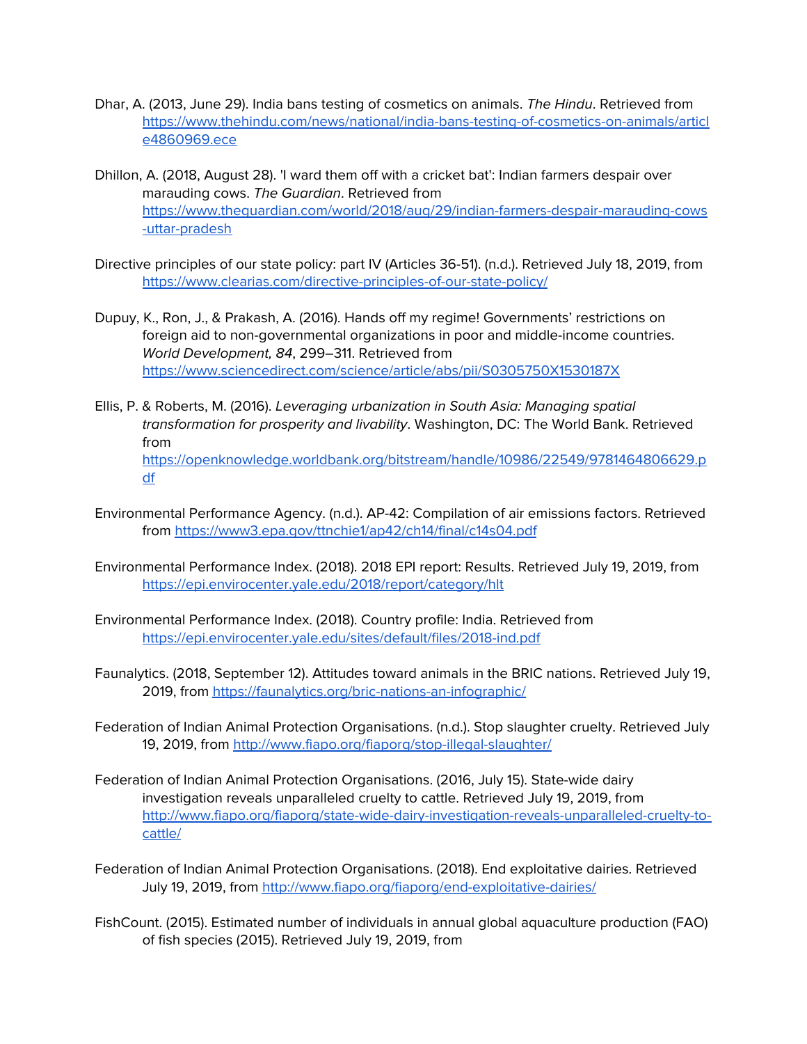Dhar, A. (2013, June 29). India bans testing of cosmetics on animals. *The Hindu*. Retrieved from https://www.thehindu.com/news/national/india-bans-testing-of-cosmetics-on-animals/article4860969.ece

Dhillon, A. (2018, August 28). 'I ward them off with a cricket bat': Indian farmers despair over marauding cows. *The Guardian*. Retrieved from https://www.theguardian.com/world/2018/aug/29/indian-farmers-despair-marauding-cows-uttar-pradesh

Directive principles of our state policy: part IV (Articles 36-51). (n.d.). Retrieved July 18, 2019, from https://www.clearias.com/directive-principles-of-our-state-policy/

Dupuy, K., Ron, J., & Prakash, A. (2016). Hands off my regime! Governments' restrictions on foreign aid to non-governmental organizations in poor and middle-income countries. *World Development, 84*, 299–311. Retrieved from https://www.sciencedirect.com/science/article/abs/pii/S0305750X1530187X

Ellis, P. & Roberts, M. (2016). *Leveraging urbanization in South Asia: Managing spatial transformation for prosperity and livability*. Washington, DC: The World Bank. Retrieved from https://openknowledge.worldbank.org/bitstream/handle/10986/22549/9781464806629.pdf

Environmental Performance Agency. (n.d.). AP-42: Compilation of air emissions factors. Retrieved from https://www3.epa.gov/ttnchie1/ap42/ch14/final/c14s04.pdf

Environmental Performance Index. (2018). 2018 EPI report: Results. Retrieved July 19, 2019, from https://epi.envirocenter.yale.edu/2018/report/category/hlt

Environmental Performance Index. (2018). Country profile: India. Retrieved from https://epi.envirocenter.yale.edu/sites/default/files/2018-ind.pdf

Faunalytics. (2018, September 12). Attitudes toward animals in the BRIC nations. Retrieved July 19, 2019, from https://faunalytics.org/bric-nations-an-infographic/

Federation of Indian Animal Protection Organisations. (n.d.). Stop slaughter cruelty. Retrieved July 19, 2019, from http://www.fiapo.org/fiaporg/stop-illegal-slaughter/

Federation of Indian Animal Protection Organisations. (2016, July 15). State-wide dairy investigation reveals unparalleled cruelty to cattle. Retrieved July 19, 2019, from http://www.fiapo.org/fiaporg/state-wide-dairy-investigation-reveals-unparalleled-cruelty-to-cattle/

Federation of Indian Animal Protection Organisations. (2018). End exploitative dairies. Retrieved July 19, 2019, from http://www.fiapo.org/fiaporg/end-exploitative-dairies/

FishCount. (2015). Estimated number of individuals in annual global aquaculture production (FAO) of fish species (2015). Retrieved July 19, 2019, from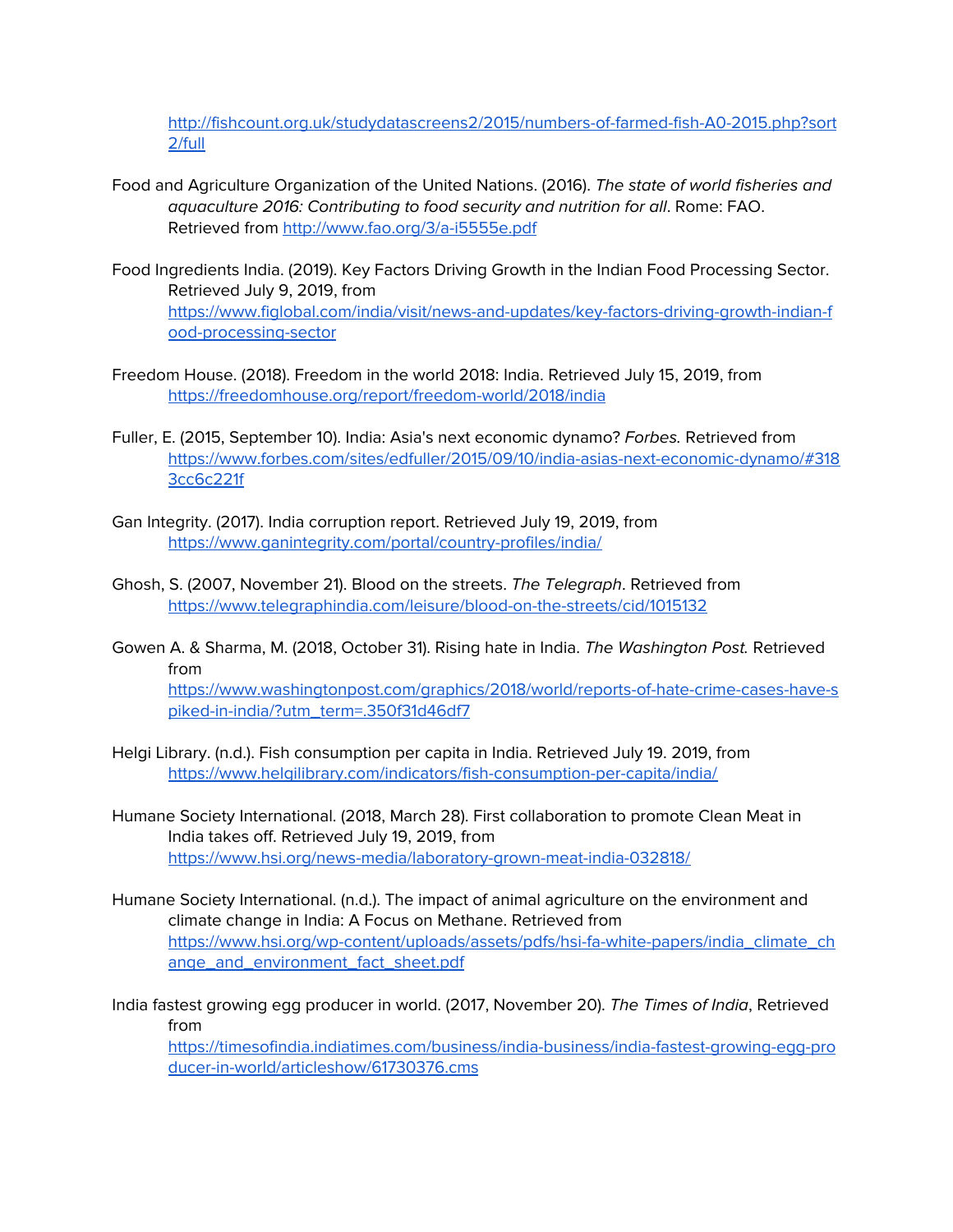http://fishcount.org.uk/studydatascreens2/2015/numbers-of-farmed-fish-A0-2015.php?sort2/full

Food and Agriculture Organization of the United Nations. (2016). *The state of world fisheries and aquaculture 2016: Contributing to food security and nutrition for all*. Rome: FAO. Retrieved from http://www.fao.org/3/a-i5555e.pdf

Food Ingredients India. (2019). Key Factors Driving Growth in the Indian Food Processing Sector. Retrieved July 9, 2019, from https://www.figlobal.com/india/visit/news-and-updates/key-factors-driving-growth-indian-food-processing-sector

Freedom House. (2018). Freedom in the world 2018: India. Retrieved July 15, 2019, from https://freedomhouse.org/report/freedom-world/2018/india

Fuller, E. (2015, September 10). India: Asia's next economic dynamo? *Forbes.* Retrieved from https://www.forbes.com/sites/edfuller/2015/09/10/india-asias-next-economic-dynamo/#3183cc6c221f

Gan Integrity. (2017). India corruption report. Retrieved July 19, 2019, from https://www.ganintegrity.com/portal/country-profiles/india/

Ghosh, S. (2007, November 21). Blood on the streets. *The Telegraph*. Retrieved from https://www.telegraphindia.com/leisure/blood-on-the-streets/cid/1015132

Gowen A. & Sharma, M. (2018, October 31). Rising hate in India. *The Washington Post.* Retrieved from https://www.washingtonpost.com/graphics/2018/world/reports-of-hate-crime-cases-have-spiked-in-india/?utm_term=.350f31d46df7

Helgi Library. (n.d.). Fish consumption per capita in India. Retrieved July 19. 2019, from https://www.helgilibrary.com/indicators/fish-consumption-per-capita/india/

Humane Society International. (2018, March 28). First collaboration to promote Clean Meat in India takes off. Retrieved July 19, 2019, from https://www.hsi.org/news-media/laboratory-grown-meat-india-032818/

Humane Society International. (n.d.). The impact of animal agriculture on the environment and climate change in India: A Focus on Methane. Retrieved from https://www.hsi.org/wp-content/uploads/assets/pdfs/hsi-fa-white-papers/india_climate_change_and_environment_fact_sheet.pdf

India fastest growing egg producer in world. (2017, November 20). *The Times of India*, Retrieved from https://timesofindia.indiatimes.com/business/india-business/india-fastest-growing-egg-producer-in-world/articleshow/61730376.cms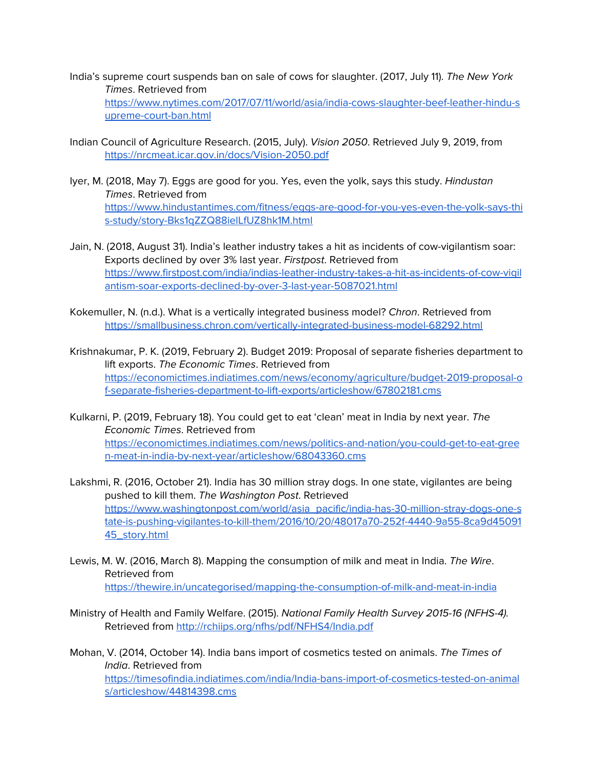India's supreme court suspends ban on sale of cows for slaughter. (2017, July 11). *The New York Times*. Retrieved from https://www.nytimes.com/2017/07/11/world/asia/india-cows-slaughter-beef-leather-hindu-supreme-court-ban.html

Indian Council of Agriculture Research. (2015, July). *Vision 2050*. Retrieved July 9, 2019, from https://nrcmeat.icar.gov.in/docs/Vision-2050.pdf

Iyer, M. (2018, May 7). Eggs are good for you. Yes, even the yolk, says this study. *Hindustan Times*. Retrieved from https://www.hindustantimes.com/fitness/eggs-are-good-for-you-yes-even-the-yolk-says-this-study/story-Bks1qZZQ88ielLfUZ8hk1M.html

Jain, N. (2018, August 31). India's leather industry takes a hit as incidents of cow-vigilantism soar: Exports declined by over 3% last year. *Firstpost*. Retrieved from https://www.firstpost.com/india/indias-leather-industry-takes-a-hit-as-incidents-of-cow-vigilantism-soar-exports-declined-by-over-3-last-year-5087021.html

Kokemuller, N. (n.d.). What is a vertically integrated business model? *Chron*. Retrieved from https://smallbusiness.chron.com/vertically-integrated-business-model-68292.html

Krishnakumar, P. K. (2019, February 2). Budget 2019: Proposal of separate fisheries department to lift exports. *The Economic Times*. Retrieved from https://economictimes.indiatimes.com/news/economy/agriculture/budget-2019-proposal-of-separate-fisheries-department-to-lift-exports/articleshow/67802181.cms

Kulkarni, P. (2019, February 18). You could get to eat 'clean' meat in India by next year. *The Economic Times*. Retrieved from https://economictimes.indiatimes.com/news/politics-and-nation/you-could-get-to-eat-green-meat-in-india-by-next-year/articleshow/68043360.cms

Lakshmi, R. (2016, October 21). India has 30 million stray dogs. In one state, vigilantes are being pushed to kill them. *The Washington Post*. Retrieved https://www.washingtonpost.com/world/asia_pacific/india-has-30-million-stray-dogs-one-state-is-pushing-vigilantes-to-kill-them/2016/10/20/48017a70-252f-4440-9a55-8ca9d4509145_story.html

Lewis, M. W. (2016, March 8). Mapping the consumption of milk and meat in India. *The Wire*. Retrieved from https://thewire.in/uncategorised/mapping-the-consumption-of-milk-and-meat-in-india

Ministry of Health and Family Welfare. (2015). *National Family Health Survey 2015-16 (NFHS-4).* Retrieved from http://rchiips.org/nfhs/pdf/NFHS4/India.pdf

Mohan, V. (2014, October 14). India bans import of cosmetics tested on animals. *The Times of India*. Retrieved from https://timesofindia.indiatimes.com/india/India-bans-import-of-cosmetics-tested-on-animals/articleshow/44814398.cms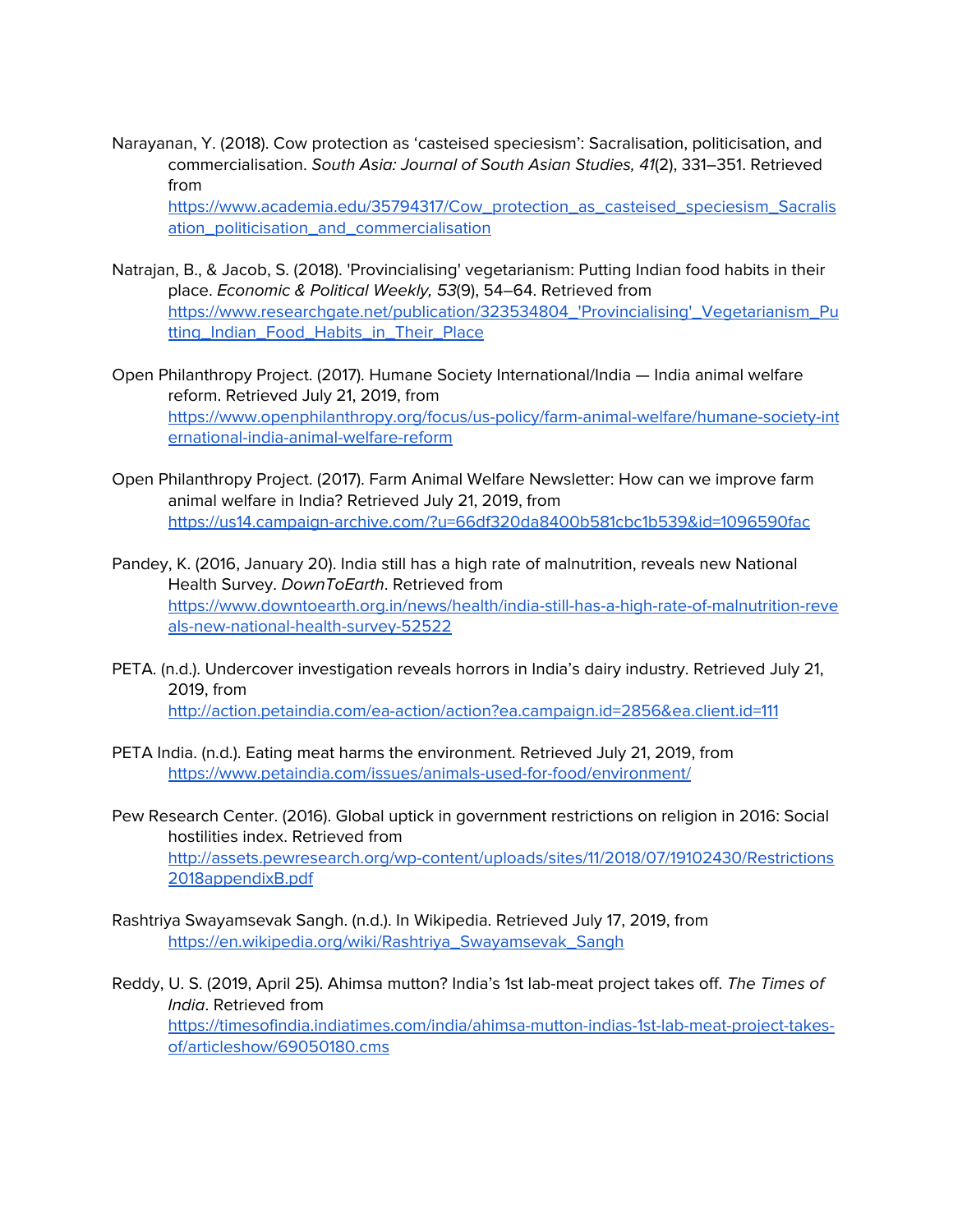Narayanan, Y. (2018). Cow protection as 'casteised speciesism': Sacralisation, politicisation, and commercialisation. *South Asia: Journal of South Asian Studies, 41*(2), 331–351. Retrieved from https://www.academia.edu/35794317/Cow_protection_as_casteised_speciesism_Sacralisation_politicisation_and_commercialisation

Natrajan, B., & Jacob, S. (2018). 'Provincialising' vegetarianism: Putting Indian food habits in their place. *Economic & Political Weekly, 53*(9), 54–64. Retrieved from https://www.researchgate.net/publication/323534804_'Provincialising'_Vegetarianism_Putting_Indian_Food_Habits_in_Their_Place

Open Philanthropy Project. (2017). Humane Society International/India — India animal welfare reform. Retrieved July 21, 2019, from https://www.openphilanthropy.org/focus/us-policy/farm-animal-welfare/humane-society-international-india-animal-welfare-reform

Open Philanthropy Project. (2017). Farm Animal Welfare Newsletter: How can we improve farm animal welfare in India? Retrieved July 21, 2019, from https://us14.campaign-archive.com/?u=66df320da8400b581cbc1b539&id=1096590fac

Pandey, K. (2016, January 20). India still has a high rate of malnutrition, reveals new National Health Survey. *DownToEarth*. Retrieved from https://www.downtoearth.org.in/news/health/india-still-has-a-high-rate-of-malnutrition-reveals-new-national-health-survey-52522

PETA. (n.d.). Undercover investigation reveals horrors in India's dairy industry. Retrieved July 21, 2019, from http://action.petaindia.com/ea-action/action?ea.campaign.id=2856&ea.client.id=111

PETA India. (n.d.). Eating meat harms the environment. Retrieved July 21, 2019, from https://www.petaindia.com/issues/animals-used-for-food/environment/

Pew Research Center. (2016). Global uptick in government restrictions on religion in 2016: Social hostilities index. Retrieved from http://assets.pewresearch.org/wp-content/uploads/sites/11/2018/07/19102430/Restrictions2018appendixB.pdf

Rashtriya Swayamsevak Sangh. (n.d.). In Wikipedia. Retrieved July 17, 2019, from https://en.wikipedia.org/wiki/Rashtriya_Swayamsevak_Sangh

Reddy, U. S. (2019, April 25). Ahimsa mutton? India's 1st lab-meat project takes off. *The Times of India*. Retrieved from https://timesofindia.indiatimes.com/india/ahimsa-mutton-indias-1st-lab-meat-project-takes-of/articleshow/69050180.cms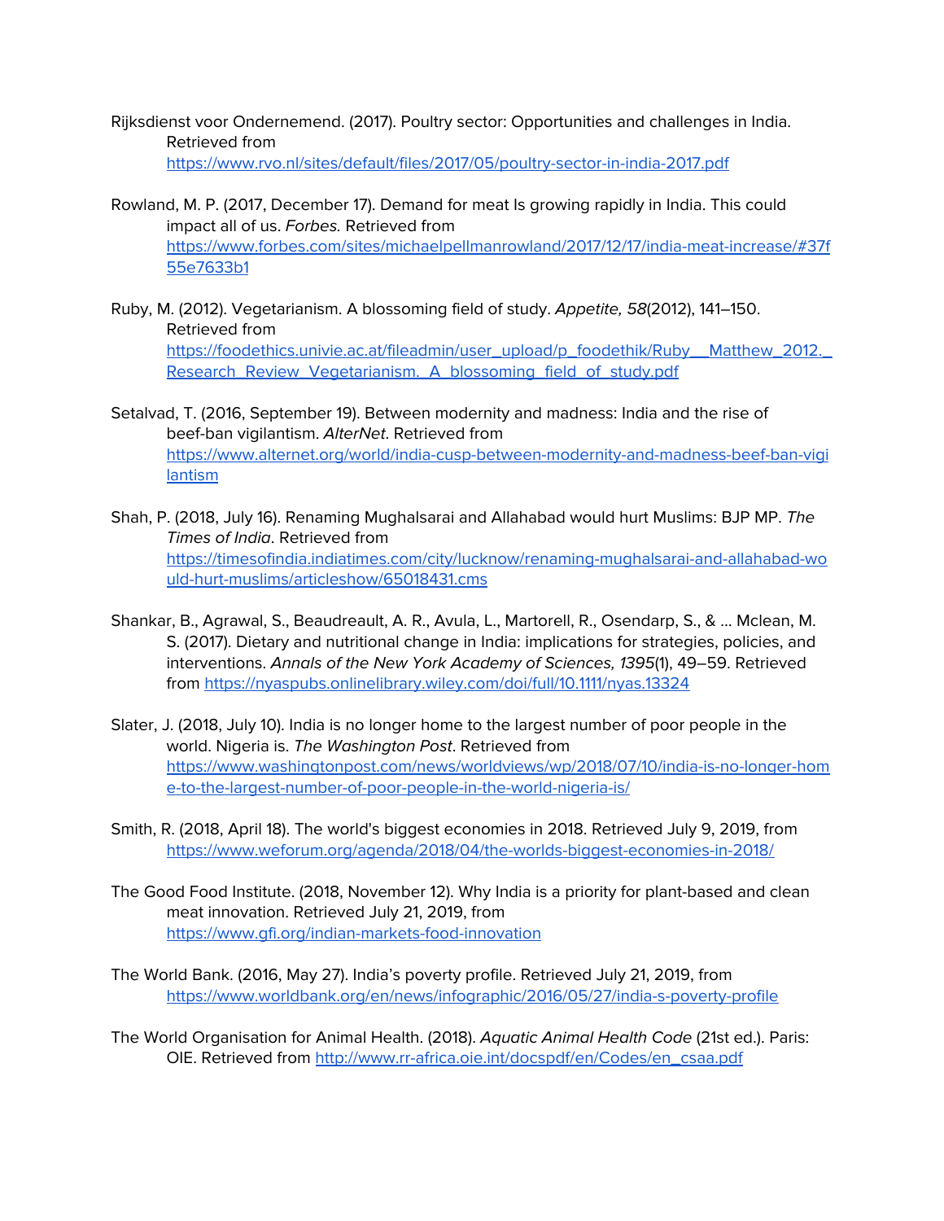Rijksdienst voor Ondernemend. (2017). Poultry sector: Opportunities and challenges in India. Retrieved from https://www.rvo.nl/sites/default/files/2017/05/poultry-sector-in-india-2017.pdf

Rowland, M. P. (2017, December 17). Demand for meat Is growing rapidly in India. This could impact all of us. *Forbes.* Retrieved from https://www.forbes.com/sites/michaelpellmanrowland/2017/12/17/india-meat-increase/#37f55e7633b1

Ruby, M. (2012). Vegetarianism. A blossoming field of study. *Appetite, 58*(2012), 141–150. Retrieved from https://foodethics.univie.ac.at/fileadmin/user_upload/p_foodethik/Ruby__Matthew_2012._Research_Review_Vegetarianism._A_blossoming_field_of_study.pdf

Setalvad, T. (2016, September 19). Between modernity and madness: India and the rise of beef-ban vigilantism. *AlterNet*. Retrieved from https://www.alternet.org/world/india-cusp-between-modernity-and-madness-beef-ban-vigilantism

Shah, P. (2018, July 16). Renaming Mughalsarai and Allahabad would hurt Muslims: BJP MP. *The Times of India*. Retrieved from https://timesofindia.indiatimes.com/city/lucknow/renaming-mughalsarai-and-allahabad-would-hurt-muslims/articleshow/65018431.cms

Shankar, B., Agrawal, S., Beaudreault, A. R., Avula, L., Martorell, R., Osendarp, S., & ... Mclean, M. S. (2017). Dietary and nutritional change in India: implications for strategies, policies, and interventions. *Annals of the New York Academy of Sciences, 1395*(1), 49–59. Retrieved from https://nyaspubs.onlinelibrary.wiley.com/doi/full/10.1111/nyas.13324

Slater, J. (2018, July 10). India is no longer home to the largest number of poor people in the world. Nigeria is. *The Washington Post*. Retrieved from https://www.washingtonpost.com/news/worldviews/wp/2018/07/10/india-is-no-longer-home-to-the-largest-number-of-poor-people-in-the-world-nigeria-is/

Smith, R. (2018, April 18). The world's biggest economies in 2018. Retrieved July 9, 2019, from https://www.weforum.org/agenda/2018/04/the-worlds-biggest-economies-in-2018/

The Good Food Institute. (2018, November 12). Why India is a priority for plant-based and clean meat innovation. Retrieved July 21, 2019, from https://www.gfi.org/indian-markets-food-innovation

The World Bank. (2016, May 27). India's poverty profile. Retrieved July 21, 2019, from https://www.worldbank.org/en/news/infographic/2016/05/27/india-s-poverty-profile

The World Organisation for Animal Health. (2018). *Aquatic Animal Health Code* (21st ed.). Paris: OIE. Retrieved from http://www.rr-africa.oie.int/docspdf/en/Codes/en_csaa.pdf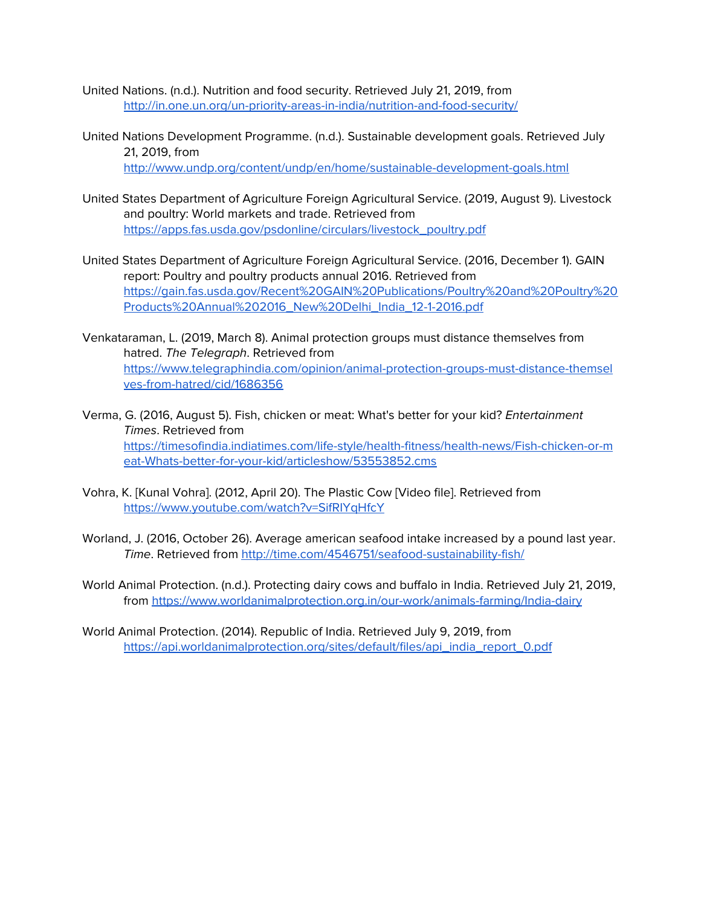United Nations. (n.d.). Nutrition and food security. Retrieved July 21, 2019, from http://in.one.un.org/un-priority-areas-in-india/nutrition-and-food-security/

United Nations Development Programme. (n.d.). Sustainable development goals. Retrieved July 21, 2019, from http://www.undp.org/content/undp/en/home/sustainable-development-goals.html

United States Department of Agriculture Foreign Agricultural Service. (2019, August 9). Livestock and poultry: World markets and trade. Retrieved from https://apps.fas.usda.gov/psdonline/circulars/livestock_poultry.pdf

United States Department of Agriculture Foreign Agricultural Service. (2016, December 1). GAIN report: Poultry and poultry products annual 2016. Retrieved from https://gain.fas.usda.gov/Recent%20GAIN%20Publications/Poultry%20and%20Poultry%20Products%20Annual%202016_New%20Delhi_India_12-1-2016.pdf

Venkataraman, L. (2019, March 8). Animal protection groups must distance themselves from hatred. *The Telegraph*. Retrieved from https://www.telegraphindia.com/opinion/animal-protection-groups-must-distance-themselves-from-hatred/cid/1686356

Verma, G. (2016, August 5). Fish, chicken or meat: What's better for your kid? *Entertainment Times*. Retrieved from https://timesofindia.indiatimes.com/life-style/health-fitness/health-news/Fish-chicken-or-meat-Whats-better-for-your-kid/articleshow/53553852.cms

Vohra, K. [Kunal Vohra]. (2012, April 20). The Plastic Cow [Video file]. Retrieved from https://www.youtube.com/watch?v=SifRlYqHfcY

Worland, J. (2016, October 26). Average american seafood intake increased by a pound last year. *Time*. Retrieved from http://time.com/4546751/seafood-sustainability-fish/

World Animal Protection. (n.d.). Protecting dairy cows and buffalo in India. Retrieved July 21, 2019, from https://www.worldanimalprotection.org.in/our-work/animals-farming/India-dairy

World Animal Protection. (2014). Republic of India. Retrieved July 9, 2019, from https://api.worldanimalprotection.org/sites/default/files/api_india_report_0.pdf